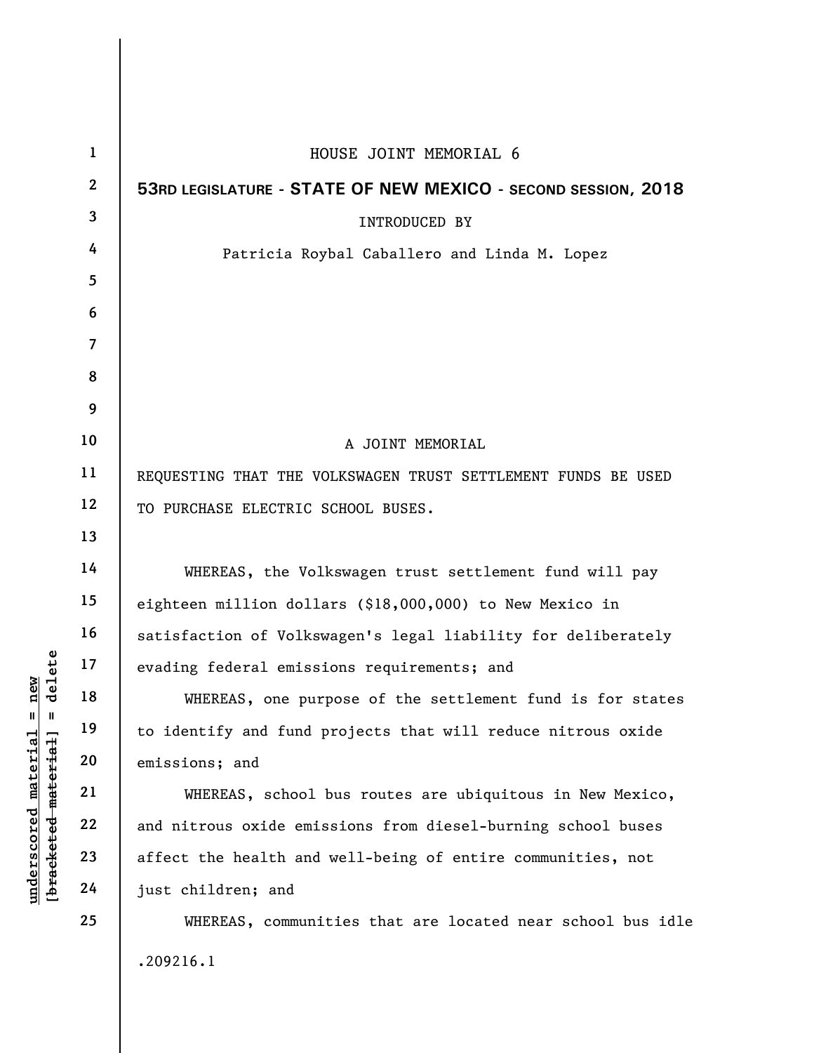HOUSE JOINT MEMORIAL 6

**53RD LEGISLATURE - STATE OF NEW MEXICO - SECOND SESSION, 2018**

INTRODUCED BY

Patricia Roybal Caballero and Linda M. Lopez

A JOINT MEMORIAL

REQUESTING THAT THE VOLKSWAGEN TRUST SETTLEMENT FUNDS BE USED TO PURCHASE ELECTRIC SCHOOL BUSES.

WHEREAS, the Volkswagen trust settlement fund will pay eighteen million dollars ($18,000,000) to New Mexico in satisfaction of Volkswagen's legal liability for deliberately evading federal emissions requirements; and

WHEREAS, one purpose of the settlement fund is for states to identify and fund projects that will reduce nitrous oxide emissions; and

WHEREAS, school bus routes are ubiquitous in New Mexico, and nitrous oxide emissions from diesel-burning school buses affect the health and well-being of entire communities, not just children; and

WHEREAS, communities that are located near school bus idle

.209216.1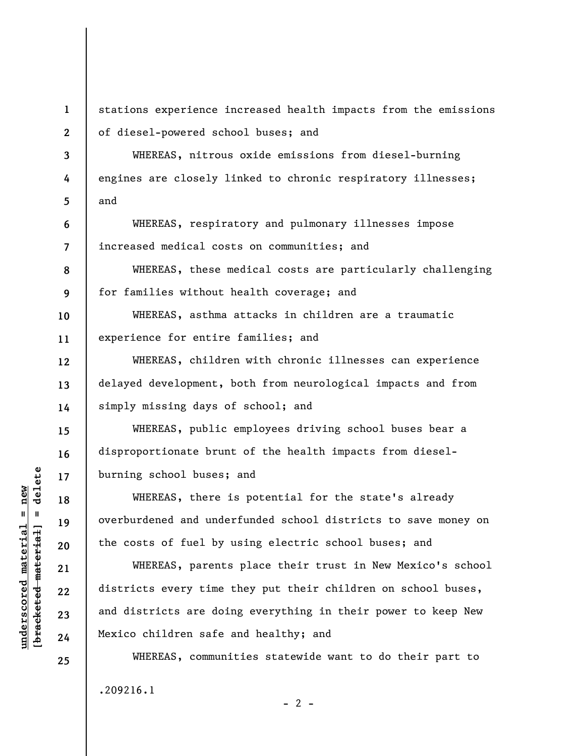stations experience increased health impacts from the emissions of diesel-powered school buses; and

WHEREAS, nitrous oxide emissions from diesel-burning engines are closely linked to chronic respiratory illnesses; and

WHEREAS, respiratory and pulmonary illnesses impose increased medical costs on communities; and

WHEREAS, these medical costs are particularly challenging for families without health coverage; and

WHEREAS, asthma attacks in children are a traumatic experience for entire families; and

WHEREAS, children with chronic illnesses can experience delayed development, both from neurological impacts and from simply missing days of school; and

WHEREAS, public employees driving school buses bear a disproportionate brunt of the health impacts from diesel-burning school buses; and

WHEREAS, there is potential for the state's already overburdened and underfunded school districts to save money on the costs of fuel by using electric school buses; and

WHEREAS, parents place their trust in New Mexico's school districts every time they put their children on school buses, and districts are doing everything in their power to keep New Mexico children safe and healthy; and

WHEREAS, communities statewide want to do their part to

.209216.1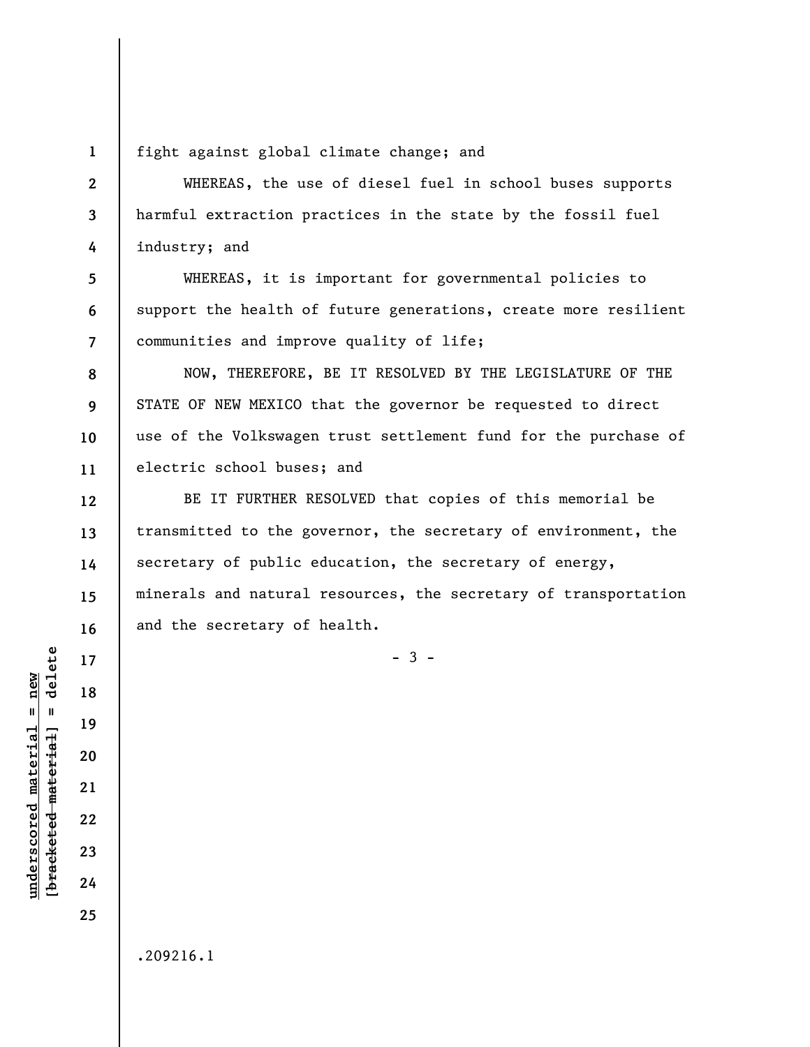fight against global climate change; and

WHEREAS, the use of diesel fuel in school buses supports harmful extraction practices in the state by the fossil fuel industry; and

WHEREAS, it is important for governmental policies to support the health of future generations, create more resilient communities and improve quality of life;

NOW, THEREFORE, BE IT RESOLVED BY THE LEGISLATURE OF THE STATE OF NEW MEXICO that the governor be requested to direct use of the Volkswagen trust settlement fund for the purchase of electric school buses; and

BE IT FURTHER RESOLVED that copies of this memorial be transmitted to the governor, the secretary of environment, the secretary of public education, the secretary of energy, minerals and natural resources, the secretary of transportation and the secretary of health.

.209216.1